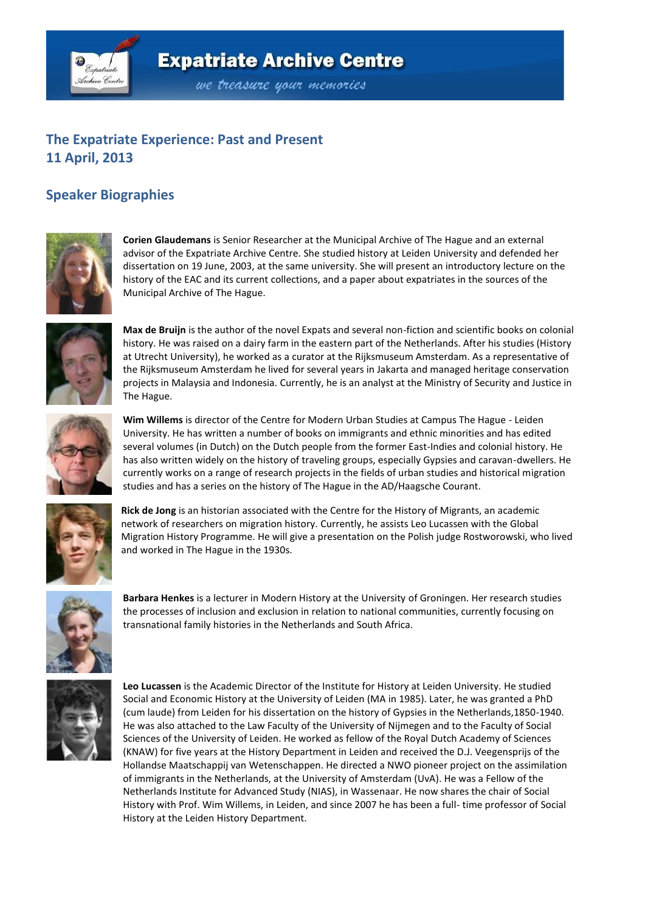# Expatriate Archive Centre

*we treasure your memories*

## The Expatriate Experience: Past and Present
## 11 April, 2013

## Speaker Biographies

**Corien Glaudemans** is Senior Researcher at the Municipal Archive of The Hague and an external advisor of the Expatriate Archive Centre. She studied history at Leiden University and defended her dissertation on 19 June, 2003, at the same university. She will present an introductory lecture on the history of the EAC and its current collections, and a paper about expatriates in the sources of the Municipal Archive of The Hague.

**Max de Bruijn** is the author of the novel Expats and several non-fiction and scientific books on colonial history. He was raised on a dairy farm in the eastern part of the Netherlands. After his studies (History at Utrecht University), he worked as a curator at the Rijksmuseum Amsterdam. As a representative of the Rijksmuseum Amsterdam he lived for several years in Jakarta and managed heritage conservation projects in Malaysia and Indonesia. Currently, he is an analyst at the Ministry of Security and Justice in The Hague.

**Wim Willems** is director of the Centre for Modern Urban Studies at Campus The Hague - Leiden University. He has written a number of books on immigrants and ethnic minorities and has edited several volumes (in Dutch) on the Dutch people from the former East-Indies and colonial history. He has also written widely on the history of traveling groups, especially Gypsies and caravan-dwellers. He currently works on a range of research projects in the fields of urban studies and historical migration studies and has a series on the history of The Hague in the AD/Haagsche Courant.

**Rick de Jong** is an historian associated with the Centre for the History of Migrants, an academic network of researchers on migration history. Currently, he assists Leo Lucassen with the Global Migration History Programme. He will give a presentation on the Polish judge Rostworowski, who lived and worked in The Hague in the 1930s.

**Barbara Henkes** is a lecturer in Modern History at the University of Groningen. Her research studies the processes of inclusion and exclusion in relation to national communities, currently focusing on transnational family histories in the Netherlands and South Africa.

**Leo Lucassen** is the Academic Director of the Institute for History at Leiden University. He studied Social and Economic History at the University of Leiden (MA in 1985). Later, he was granted a PhD (cum laude) from Leiden for his dissertation on the history of Gypsies in the Netherlands,1850-1940. He was also attached to the Law Faculty of the University of Nijmegen and to the Faculty of Social Sciences of the University of Leiden. He worked as fellow of the Royal Dutch Academy of Sciences (KNAW) for five years at the History Department in Leiden and received the D.J. Veegensprijs of the Hollandse Maatschappij van Wetenschappen. He directed a NWO pioneer project on the assimilation of immigrants in the Netherlands, at the University of Amsterdam (UvA). He was a Fellow of the Netherlands Institute for Advanced Study (NIAS), in Wassenaar. He now shares the chair of Social History with Prof. Wim Willems, in Leiden, and since 2007 he has been a full- time professor of Social History at the Leiden History Department.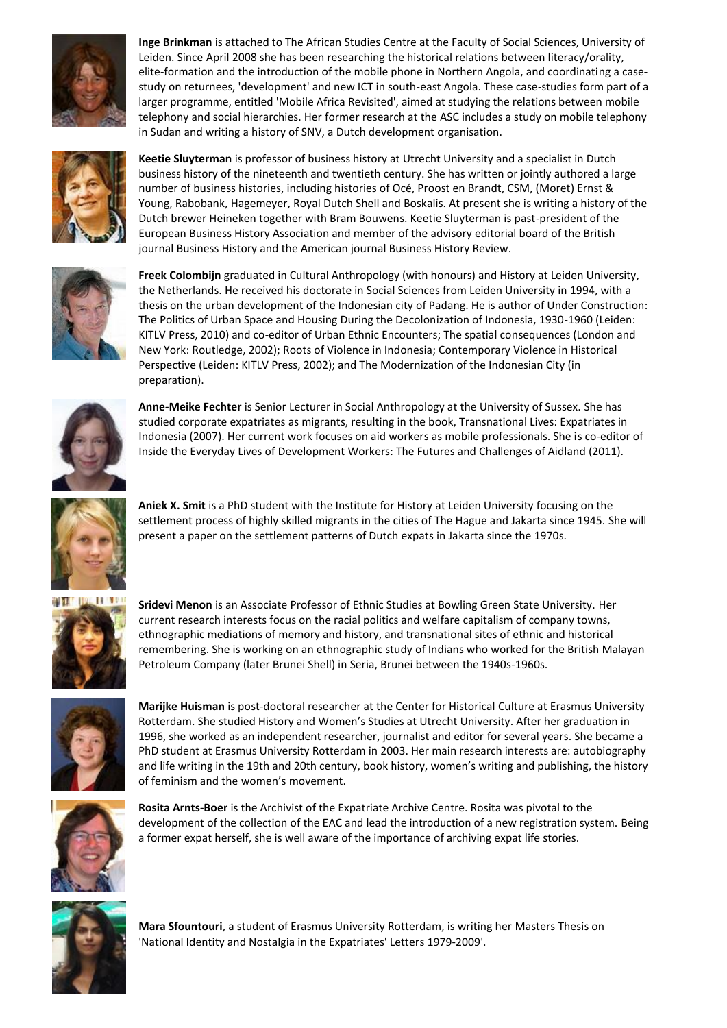**Inge Brinkman** is attached to The African Studies Centre at the Faculty of Social Sciences, University of Leiden. Since April 2008 she has been researching the historical relations between literacy/orality, elite-formation and the introduction of the mobile phone in Northern Angola, and coordinating a case-study on returnees, 'development' and new ICT in south-east Angola. These case-studies form part of a larger programme, entitled 'Mobile Africa Revisited', aimed at studying the relations between mobile telephony and social hierarchies. Her former research at the ASC includes a study on mobile telephony in Sudan and writing a history of SNV, a Dutch development organisation.

**Keetie Sluyterman** is professor of business history at Utrecht University and a specialist in Dutch business history of the nineteenth and twentieth century. She has written or jointly authored a large number of business histories, including histories of Océ, Proost en Brandt, CSM, (Moret) Ernst & Young, Rabobank, Hagemeyer, Royal Dutch Shell and Boskalis. At present she is writing a history of the Dutch brewer Heineken together with Bram Bouwens. Keetie Sluyterman is past-president of the European Business History Association and member of the advisory editorial board of the British journal Business History and the American journal Business History Review.

**Freek Colombijn** graduated in Cultural Anthropology (with honours) and History at Leiden University, the Netherlands. He received his doctorate in Social Sciences from Leiden University in 1994, with a thesis on the urban development of the Indonesian city of Padang. He is author of Under Construction: The Politics of Urban Space and Housing During the Decolonization of Indonesia, 1930-1960 (Leiden: KITLV Press, 2010) and co-editor of Urban Ethnic Encounters; The spatial consequences (London and New York: Routledge, 2002); Roots of Violence in Indonesia; Contemporary Violence in Historical Perspective (Leiden: KITLV Press, 2002); and The Modernization of the Indonesian City (in preparation).

**Anne-Meike Fechter** is Senior Lecturer in Social Anthropology at the University of Sussex. She has studied corporate expatriates as migrants, resulting in the book, Transnational Lives: Expatriates in Indonesia (2007). Her current work focuses on aid workers as mobile professionals. She is co-editor of Inside the Everyday Lives of Development Workers: The Futures and Challenges of Aidland (2011).

**Aniek X. Smit** is a PhD student with the Institute for History at Leiden University focusing on the settlement process of highly skilled migrants in the cities of The Hague and Jakarta since 1945. She will present a paper on the settlement patterns of Dutch expats in Jakarta since the 1970s.

**Sridevi Menon** is an Associate Professor of Ethnic Studies at Bowling Green State University. Her current research interests focus on the racial politics and welfare capitalism of company towns, ethnographic mediations of memory and history, and transnational sites of ethnic and historical remembering. She is working on an ethnographic study of Indians who worked for the British Malayan Petroleum Company (later Brunei Shell) in Seria, Brunei between the 1940s-1960s.

**Marijke Huisman** is post-doctoral researcher at the Center for Historical Culture at Erasmus University Rotterdam. She studied History and Women's Studies at Utrecht University. After her graduation in 1996, she worked as an independent researcher, journalist and editor for several years. She became a PhD student at Erasmus University Rotterdam in 2003. Her main research interests are: autobiography and life writing in the 19th and 20th century, book history, women's writing and publishing, the history of feminism and the women's movement.

**Rosita Arnts-Boer** is the Archivist of the Expatriate Archive Centre. Rosita was pivotal to the development of the collection of the EAC and lead the introduction of a new registration system. Being a former expat herself, she is well aware of the importance of archiving expat life stories.

**Mara Sfountouri**, a student of Erasmus University Rotterdam, is writing her Masters Thesis on 'National Identity and Nostalgia in the Expatriates' Letters 1979-2009'.